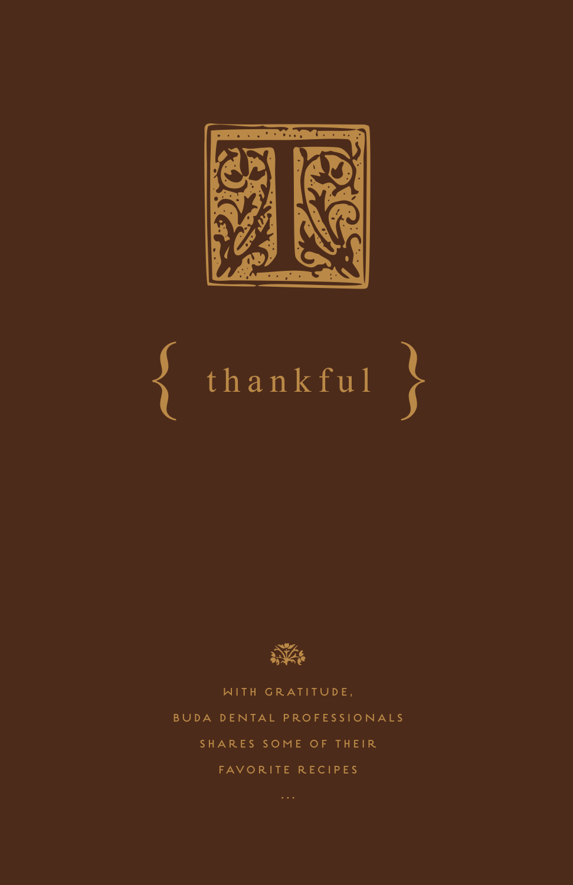# { thankful }

WITH GRATITUDE,

BUDA DENTAL PROFESSIONALS

SHARES SOME OF THEIR

FAVORITE RECIPES

...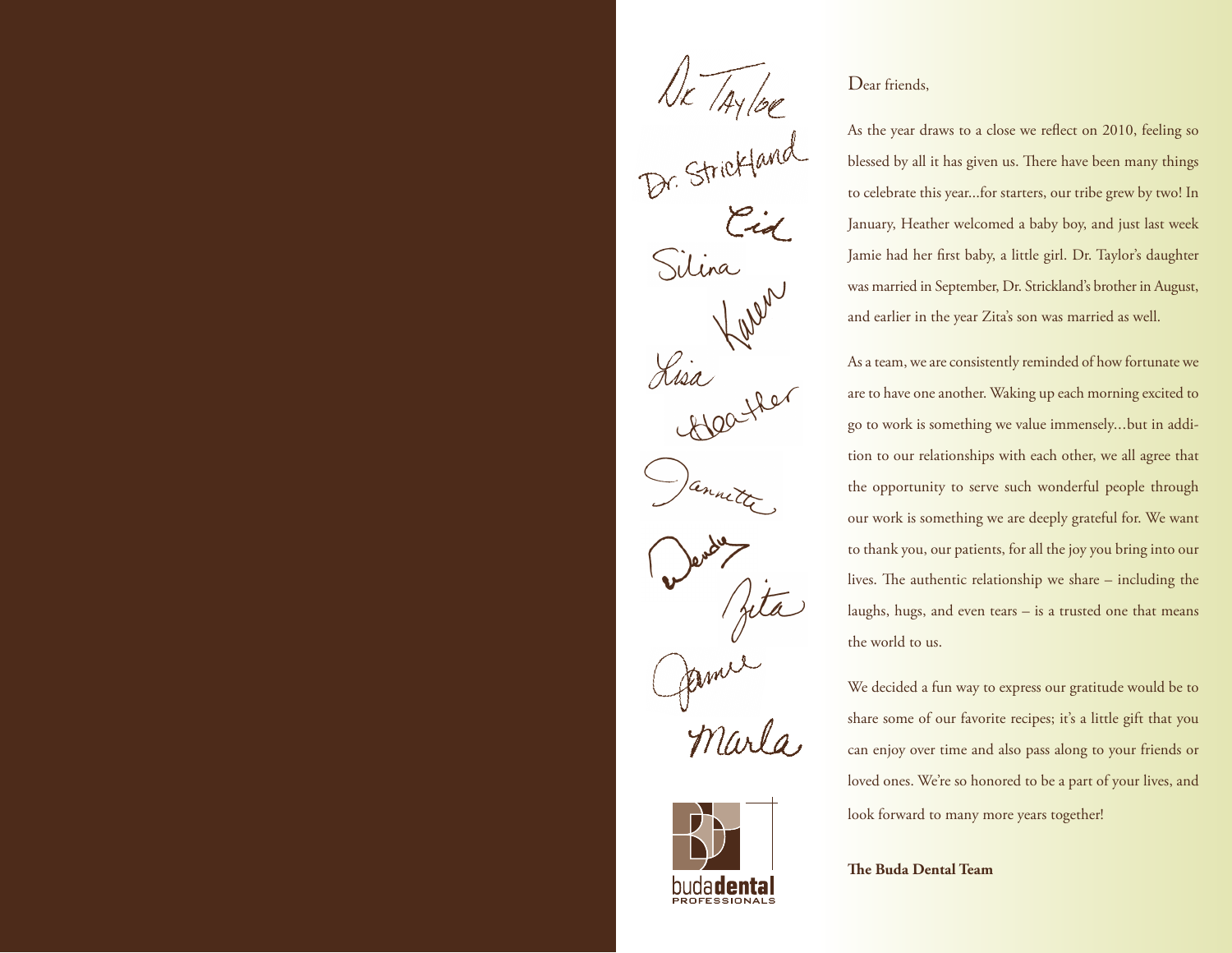Dr Taylor
Dr. Strickland
Cid
Silina
Karen
Lisa
Heather
Jannette
Wendy
Zita
Jamie
Marla

buda**dental**
PROFESSIONALS

Dear friends,

As the year draws to a close we reflect on 2010, feeling so blessed by all it has given us. There have been many things to celebrate this year...for starters, our tribe grew by two! In January, Heather welcomed a baby boy, and just last week Jamie had her first baby, a little girl. Dr. Taylor's daughter was married in September, Dr. Strickland's brother in August, and earlier in the year Zita's son was married as well.

As a team, we are consistently reminded of how fortunate we are to have one another. Waking up each morning excited to go to work is something we value immensely…but in addition to our relationships with each other, we all agree that the opportunity to serve such wonderful people through our work is something we are deeply grateful for. We want to thank you, our patients, for all the joy you bring into our lives. The authentic relationship we share – including the laughs, hugs, and even tears – is a trusted one that means the world to us.

We decided a fun way to express our gratitude would be to share some of our favorite recipes; it's a little gift that you can enjoy over time and also pass along to your friends or loved ones. We're so honored to be a part of your lives, and look forward to many more years together!

**The Buda Dental Team**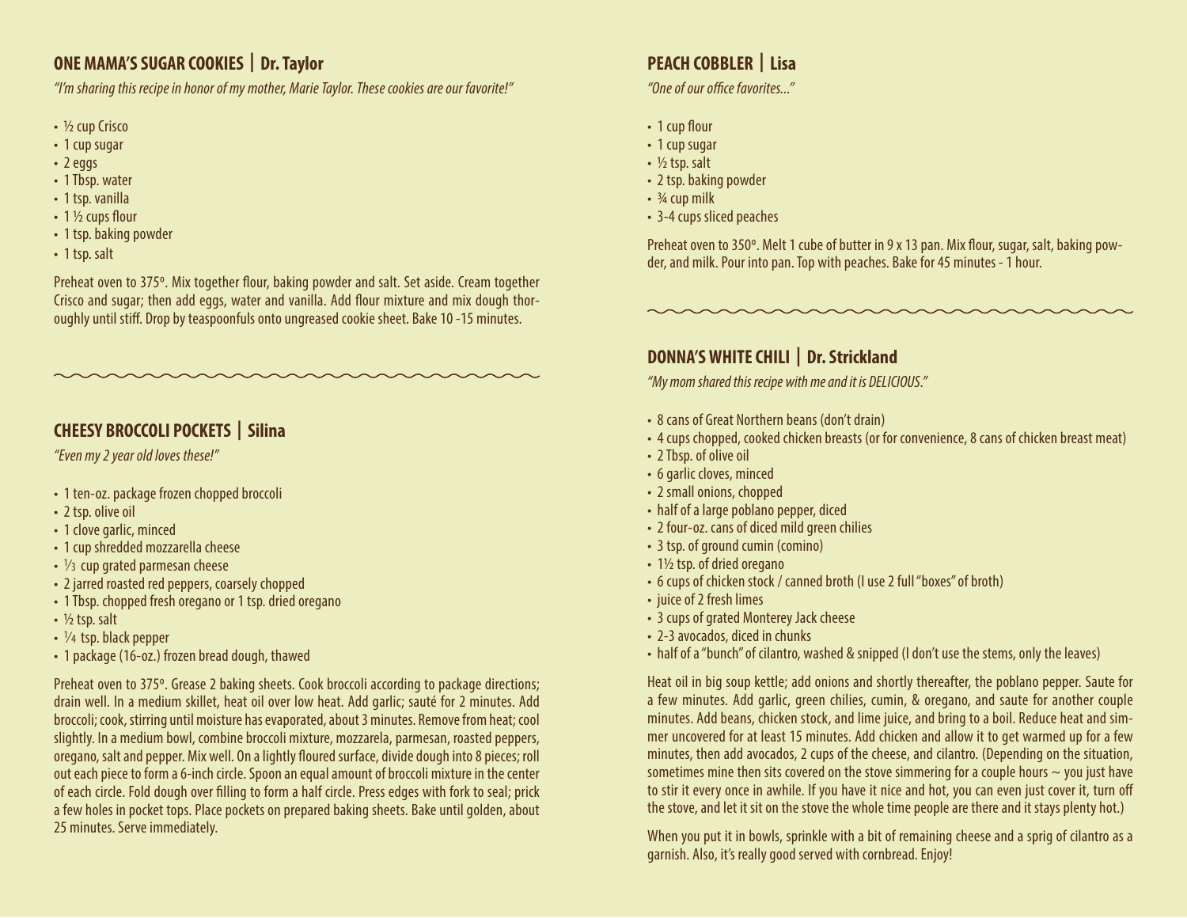## ONE MAMA'S SUGAR COOKIES | Dr. Taylor

*"I'm sharing this recipe in honor of my mother, Marie Taylor. These cookies are our favorite!"*

- ½ cup Crisco
- 1 cup sugar
- 2 eggs
- 1 Tbsp. water
- 1 tsp. vanilla
- 1 ½ cups flour
- 1 tsp. baking powder
- 1 tsp. salt

Preheat oven to 375º. Mix together flour, baking powder and salt. Set aside. Cream together Crisco and sugar; then add eggs, water and vanilla. Add flour mixture and mix dough thoroughly until stiff. Drop by teaspoonfuls onto ungreased cookie sheet. Bake 10 -15 minutes.

## CHEESY BROCCOLI POCKETS | Silina

*"Even my 2 year old loves these!"*

- 1 ten-oz. package frozen chopped broccoli
- 2 tsp. olive oil
- 1 clove garlic, minced
- 1 cup shredded mozzarella cheese
- ⅓ cup grated parmesan cheese
- 2 jarred roasted red peppers, coarsely chopped
- 1 Tbsp. chopped fresh oregano or 1 tsp. dried oregano
- ½ tsp. salt
- ¼ tsp. black pepper
- 1 package (16-oz.) frozen bread dough, thawed

Preheat oven to 375º. Grease 2 baking sheets. Cook broccoli according to package directions; drain well. In a medium skillet, heat oil over low heat. Add garlic; sauté for 2 minutes. Add broccoli; cook, stirring until moisture has evaporated, about 3 minutes. Remove from heat; cool slightly. In a medium bowl, combine broccoli mixture, mozzarela, parmesan, roasted peppers, oregano, salt and pepper. Mix well. On a lightly floured surface, divide dough into 8 pieces; roll out each piece to form a 6-inch circle. Spoon an equal amount of broccoli mixture in the center of each circle. Fold dough over filling to form a half circle. Press edges with fork to seal; prick a few holes in pocket tops. Place pockets on prepared baking sheets. Bake until golden, about 25 minutes. Serve immediately.

## PEACH COBBLER | Lisa

*"One of our office favorites..."*

- 1 cup flour
- 1 cup sugar
- ½ tsp. salt
- 2 tsp. baking powder
- ¾ cup milk
- 3-4 cups sliced peaches

Preheat oven to 350º. Melt 1 cube of butter in 9 x 13 pan. Mix flour, sugar, salt, baking powder, and milk. Pour into pan. Top with peaches. Bake for 45 minutes - 1 hour.

## DONNA'S WHITE CHILI | Dr. Strickland

*"My mom shared this recipe with me and it is DELICIOUS."*

- 8 cans of Great Northern beans (don't drain)
- 4 cups chopped, cooked chicken breasts (or for convenience, 8 cans of chicken breast meat)
- 2 Tbsp. of olive oil
- 6 garlic cloves, minced
- 2 small onions, chopped
- half of a large poblano pepper, diced
- 2 four-oz. cans of diced mild green chilies
- 3 tsp. of ground cumin (comino)
- 1½ tsp. of dried oregano
- 6 cups of chicken stock / canned broth (I use 2 full "boxes" of broth)
- juice of 2 fresh limes
- 3 cups of grated Monterey Jack cheese
- 2-3 avocados, diced in chunks
- half of a "bunch" of cilantro, washed & snipped (I don't use the stems, only the leaves)

Heat oil in big soup kettle; add onions and shortly thereafter, the poblano pepper. Saute for a few minutes. Add garlic, green chilies, cumin, & oregano, and saute for another couple minutes. Add beans, chicken stock, and lime juice, and bring to a boil. Reduce heat and simmer uncovered for at least 15 minutes. Add chicken and allow it to get warmed up for a few minutes, then add avocados, 2 cups of the cheese, and cilantro. (Depending on the situation, sometimes mine then sits covered on the stove simmering for a couple hours ~ you just have to stir it every once in awhile. If you have it nice and hot, you can even just cover it, turn off the stove, and let it sit on the stove the whole time people are there and it stays plenty hot.)

When you put it in bowls, sprinkle with a bit of remaining cheese and a sprig of cilantro as a garnish. Also, it's really good served with cornbread. Enjoy!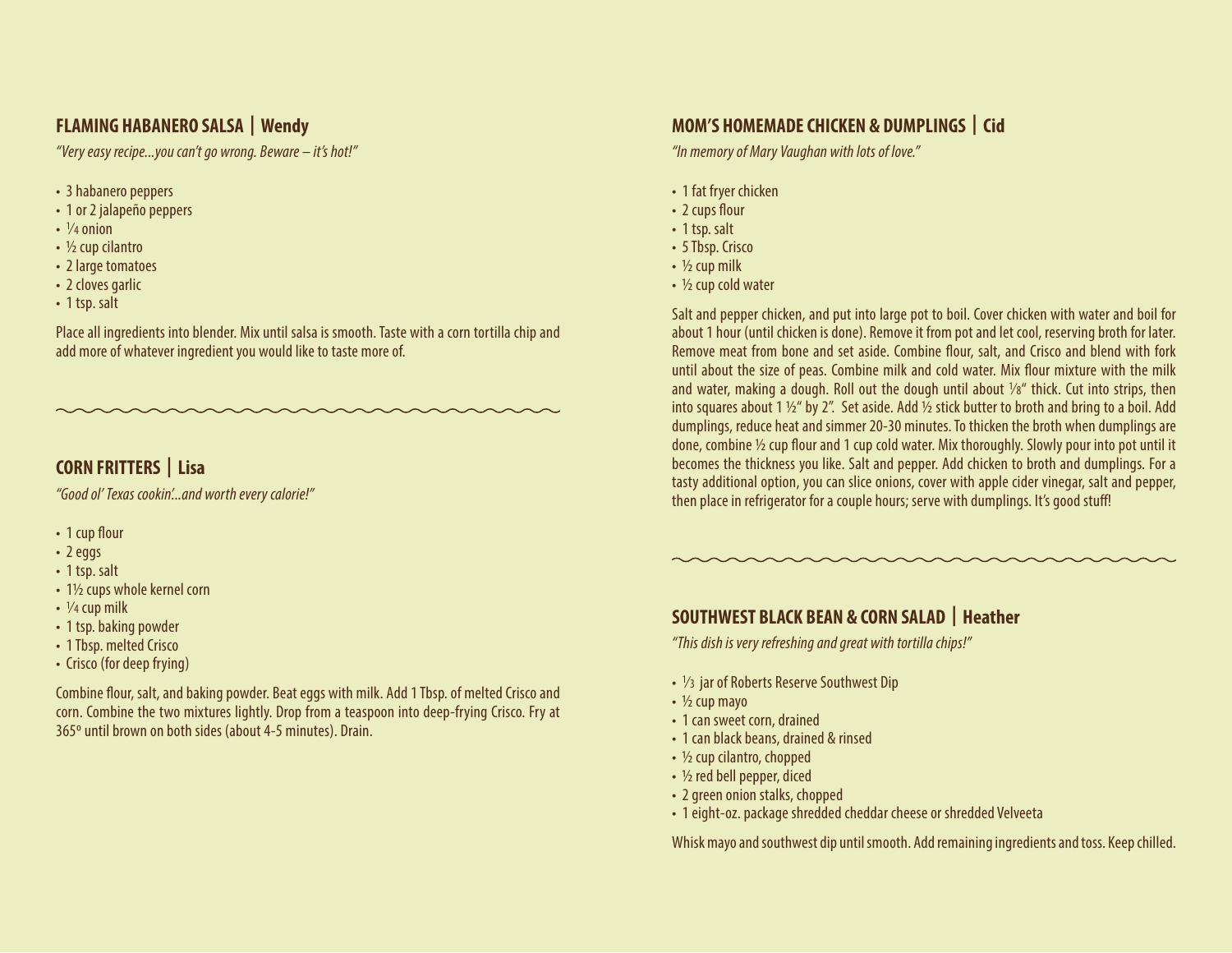## FLAMING HABANERO SALSA | Wendy

*"Very easy recipe...you can't go wrong. Beware – it's hot!"*

- 3 habanero peppers
- 1 or 2 jalapeño peppers
- ¼ onion
- ½ cup cilantro
- 2 large tomatoes
- 2 cloves garlic
- 1 tsp. salt

Place all ingredients into blender. Mix until salsa is smooth. Taste with a corn tortilla chip and add more of whatever ingredient you would like to taste more of.

## CORN FRITTERS | Lisa

*"Good ol' Texas cookin'...and worth every calorie!"*

- 1 cup flour
- 2 eggs
- 1 tsp. salt
- 1½ cups whole kernel corn
- ¼ cup milk
- 1 tsp. baking powder
- 1 Tbsp. melted Crisco
- Crisco (for deep frying)

Combine flour, salt, and baking powder. Beat eggs with milk. Add 1 Tbsp. of melted Crisco and corn. Combine the two mixtures lightly. Drop from a teaspoon into deep-frying Crisco. Fry at 365º until brown on both sides (about 4-5 minutes). Drain.

## MOM'S HOMEMADE CHICKEN & DUMPLINGS | Cid

*"In memory of Mary Vaughan with lots of love."*

- 1 fat fryer chicken
- 2 cups flour
- 1 tsp. salt
- 5 Tbsp. Crisco
- ½ cup milk
- ½ cup cold water

Salt and pepper chicken, and put into large pot to boil. Cover chicken with water and boil for about 1 hour (until chicken is done). Remove it from pot and let cool, reserving broth for later. Remove meat from bone and set aside. Combine flour, salt, and Crisco and blend with fork until about the size of peas. Combine milk and cold water. Mix flour mixture with the milk and water, making a dough. Roll out the dough until about ⅛" thick. Cut into strips, then into squares about 1 ½" by 2". Set aside. Add ½ stick butter to broth and bring to a boil. Add dumplings, reduce heat and simmer 20-30 minutes. To thicken the broth when dumplings are done, combine ½ cup flour and 1 cup cold water. Mix thoroughly. Slowly pour into pot until it becomes the thickness you like. Salt and pepper. Add chicken to broth and dumplings. For a tasty additional option, you can slice onions, cover with apple cider vinegar, salt and pepper, then place in refrigerator for a couple hours; serve with dumplings. It's good stuff!

## SOUTHWEST BLACK BEAN & CORN SALAD | Heather

*"This dish is very refreshing and great with tortilla chips!"*

- ⅓ jar of Roberts Reserve Southwest Dip
- ½ cup mayo
- 1 can sweet corn, drained
- 1 can black beans, drained & rinsed
- ½ cup cilantro, chopped
- ½ red bell pepper, diced
- 2 green onion stalks, chopped
- 1 eight-oz. package shredded cheddar cheese or shredded Velveeta

Whisk mayo and southwest dip until smooth. Add remaining ingredients and toss. Keep chilled.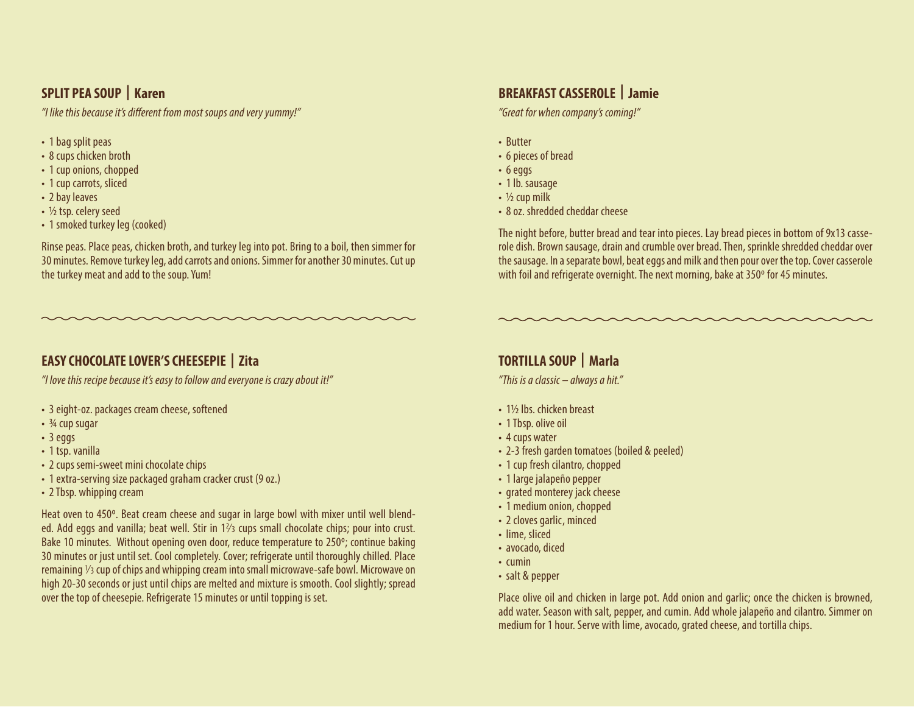## SPLIT PEA SOUP | Karen

*"I like this because it's different from most soups and very yummy!"*

- 1 bag split peas
- 8 cups chicken broth
- 1 cup onions, chopped
- 1 cup carrots, sliced
- 2 bay leaves
- ½ tsp. celery seed
- 1 smoked turkey leg (cooked)

Rinse peas. Place peas, chicken broth, and turkey leg into pot. Bring to a boil, then simmer for 30 minutes. Remove turkey leg, add carrots and onions. Simmer for another 30 minutes. Cut up the turkey meat and add to the soup. Yum!

## EASY CHOCOLATE LOVER'S CHEESEPIE | Zita

*"I love this recipe because it's easy to follow and everyone is crazy about it!"*

- 3 eight-oz. packages cream cheese, softened
- ¾ cup sugar
- 3 eggs
- 1 tsp. vanilla
- 2 cups semi-sweet mini chocolate chips
- 1 extra-serving size packaged graham cracker crust (9 oz.)
- 2 Tbsp. whipping cream

Heat oven to 450º. Beat cream cheese and sugar in large bowl with mixer until well blended. Add eggs and vanilla; beat well. Stir in 1⅔ cups small chocolate chips; pour into crust. Bake 10 minutes. Without opening oven door, reduce temperature to 250º; continue baking 30 minutes or just until set. Cool completely. Cover; refrigerate until thoroughly chilled. Place remaining ⅓ cup of chips and whipping cream into small microwave-safe bowl. Microwave on high 20-30 seconds or just until chips are melted and mixture is smooth. Cool slightly; spread over the top of cheesepie. Refrigerate 15 minutes or until topping is set.

## BREAKFAST CASSEROLE | Jamie

*"Great for when company's coming!"*

- Butter
- 6 pieces of bread
- 6 eggs
- 1 lb. sausage
- ½ cup milk
- 8 oz. shredded cheddar cheese

The night before, butter bread and tear into pieces. Lay bread pieces in bottom of 9x13 casserole dish. Brown sausage, drain and crumble over bread. Then, sprinkle shredded cheddar over the sausage. In a separate bowl, beat eggs and milk and then pour over the top. Cover casserole with foil and refrigerate overnight. The next morning, bake at 350º for 45 minutes.

## TORTILLA SOUP | Marla

*"This is a classic – always a hit."*

- 1½ lbs. chicken breast
- 1 Tbsp. olive oil
- 4 cups water
- 2-3 fresh garden tomatoes (boiled & peeled)
- 1 cup fresh cilantro, chopped
- 1 large jalapeño pepper
- grated monterey jack cheese
- 1 medium onion, chopped
- 2 cloves garlic, minced
- lime, sliced
- avocado, diced
- cumin
- salt & pepper

Place olive oil and chicken in large pot. Add onion and garlic; once the chicken is browned, add water. Season with salt, pepper, and cumin. Add whole jalapeño and cilantro. Simmer on medium for 1 hour. Serve with lime, avocado, grated cheese, and tortilla chips.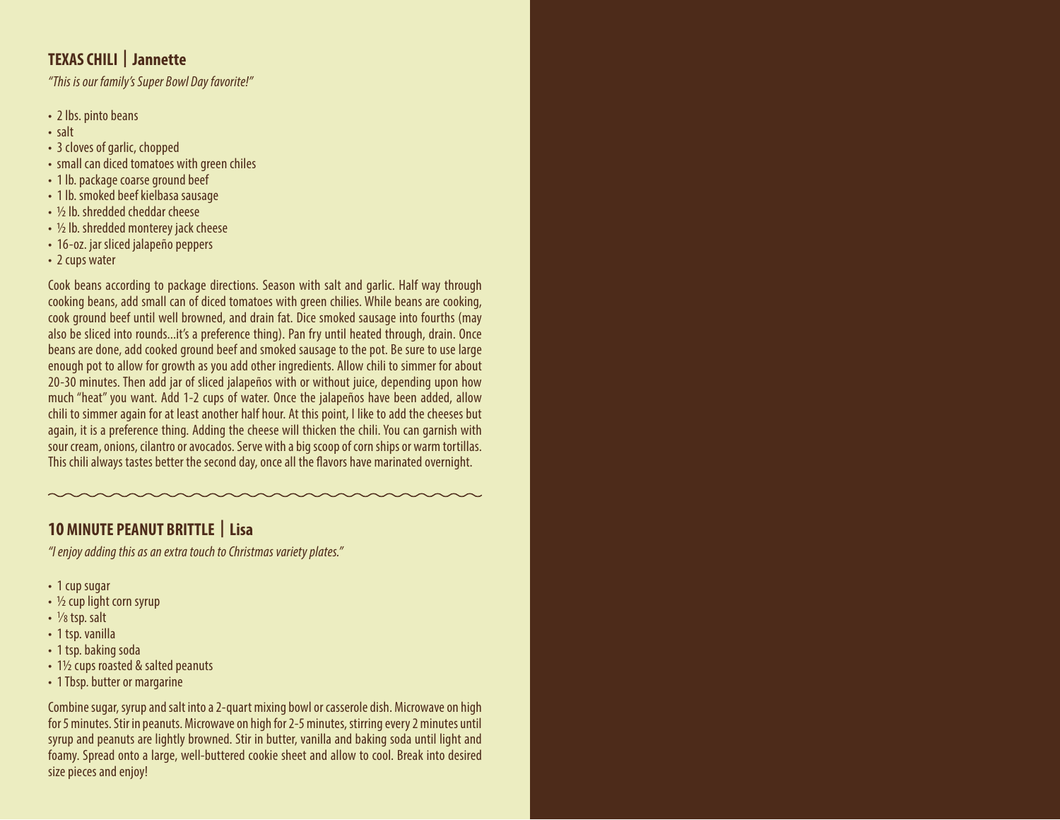## TEXAS CHILI | Jannette

*"This is our family's Super Bowl Day favorite!"*

- 2 lbs. pinto beans
- salt
- 3 cloves of garlic, chopped
- small can diced tomatoes with green chiles
- 1 lb. package coarse ground beef
- 1 lb. smoked beef kielbasa sausage
- ½ lb. shredded cheddar cheese
- ½ lb. shredded monterey jack cheese
- 16-oz. jar sliced jalapeño peppers
- 2 cups water

Cook beans according to package directions. Season with salt and garlic. Half way through cooking beans, add small can of diced tomatoes with green chilies. While beans are cooking, cook ground beef until well browned, and drain fat. Dice smoked sausage into fourths (may also be sliced into rounds…it's a preference thing). Pan fry until heated through, drain. Once beans are done, add cooked ground beef and smoked sausage to the pot. Be sure to use large enough pot to allow for growth as you add other ingredients. Allow chili to simmer for about 20-30 minutes. Then add jar of sliced jalapeños with or without juice, depending upon how much "heat" you want. Add 1-2 cups of water. Once the jalapeños have been added, allow chili to simmer again for at least another half hour. At this point, I like to add the cheeses but again, it is a preference thing. Adding the cheese will thicken the chili. You can garnish with sour cream, onions, cilantro or avocados. Serve with a big scoop of corn ships or warm tortillas. This chili always tastes better the second day, once all the flavors have marinated overnight.

## 10 MINUTE PEANUT BRITTLE | Lisa

*"I enjoy adding this as an extra touch to Christmas variety plates."*

- 1 cup sugar
- ½ cup light corn syrup
- ⅛ tsp. salt
- 1 tsp. vanilla
- 1 tsp. baking soda
- 1½ cups roasted & salted peanuts
- 1 Tbsp. butter or margarine

Combine sugar, syrup and salt into a 2-quart mixing bowl or casserole dish. Microwave on high for 5 minutes. Stir in peanuts. Microwave on high for 2-5 minutes, stirring every 2 minutes until syrup and peanuts are lightly browned. Stir in butter, vanilla and baking soda until light and foamy. Spread onto a large, well-buttered cookie sheet and allow to cool. Break into desired size pieces and enjoy!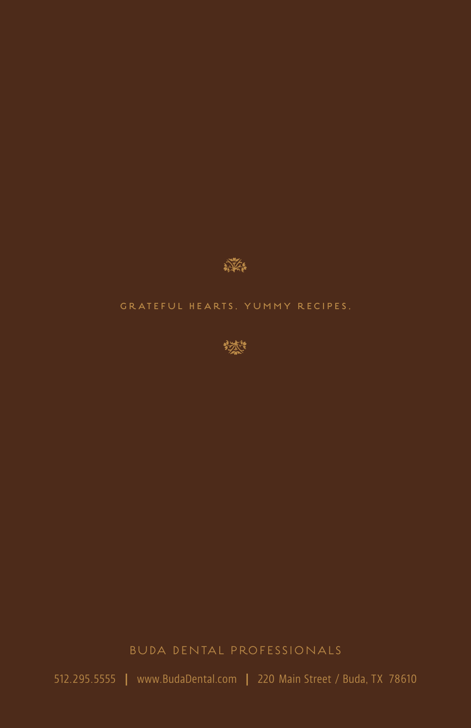GRATEFUL HEARTS. YUMMY RECIPES.

BUDA DENTAL PROFESSIONALS

512.295.5555 | www.BudaDental.com | 220 Main Street / Buda, TX 78610